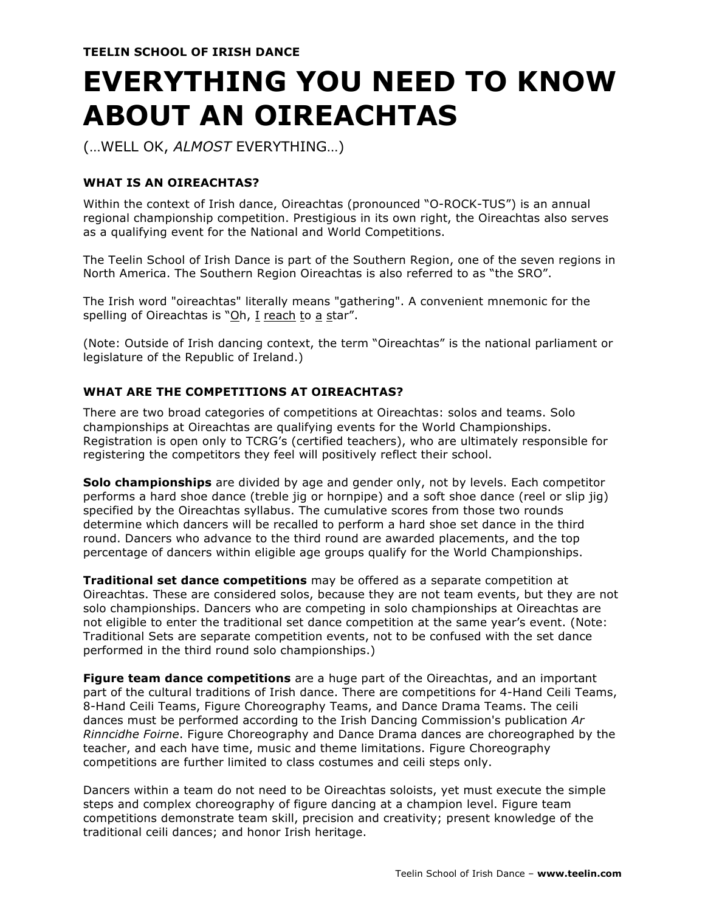**TEELIN SCHOOL OF IRISH DANCE**

# EVERYTHING YOU NEED TO KNOW ABOUT AN OIREACHTAS

(…WELL OK, *ALMOST* EVERYTHING…)

### WHAT IS AN OIREACHTAS?

Within the context of Irish dance, Oireachtas (pronounced "O-ROCK-TUS") is an annual regional championship competition. Prestigious in its own right, the Oireachtas also serves as a qualifying event for the National and World Competitions.

The Teelin School of Irish Dance is part of the Southern Region, one of the seven regions in North America. The Southern Region Oireachtas is also referred to as "the SRO".

The Irish word "oireachtas" literally means "gathering". A convenient mnemonic for the spelling of Oireachtas is "Oh, I reach to a star".

(Note: Outside of Irish dancing context, the term "Oireachtas" is the national parliament or legislature of the Republic of Ireland.)

### WHAT ARE THE COMPETITIONS AT OIREACHTAS?

There are two broad categories of competitions at Oireachtas: solos and teams. Solo championships at Oireachtas are qualifying events for the World Championships. Registration is open only to TCRG's (certified teachers), who are ultimately responsible for registering the competitors they feel will positively reflect their school.

**Solo championships** are divided by age and gender only, not by levels. Each competitor performs a hard shoe dance (treble jig or hornpipe) and a soft shoe dance (reel or slip jig) specified by the Oireachtas syllabus. The cumulative scores from those two rounds determine which dancers will be recalled to perform a hard shoe set dance in the third round. Dancers who advance to the third round are awarded placements, and the top percentage of dancers within eligible age groups qualify for the World Championships.

**Traditional set dance competitions** may be offered as a separate competition at Oireachtas. These are considered solos, because they are not team events, but they are not solo championships. Dancers who are competing in solo championships at Oireachtas are not eligible to enter the traditional set dance competition at the same year's event. (Note: Traditional Sets are separate competition events, not to be confused with the set dance performed in the third round solo championships.)

**Figure team dance competitions** are a huge part of the Oireachtas, and an important part of the cultural traditions of Irish dance. There are competitions for 4-Hand Ceili Teams, 8-Hand Ceili Teams, Figure Choreography Teams, and Dance Drama Teams. The ceili dances must be performed according to the Irish Dancing Commission's publication *Ar Rinncidhe Foirne*. Figure Choreography and Dance Drama dances are choreographed by the teacher, and each have time, music and theme limitations. Figure Choreography competitions are further limited to class costumes and ceili steps only.

Dancers within a team do not need to be Oireachtas soloists, yet must execute the simple steps and complex choreography of figure dancing at a champion level. Figure team competitions demonstrate team skill, precision and creativity; present knowledge of the traditional ceili dances; and honor Irish heritage.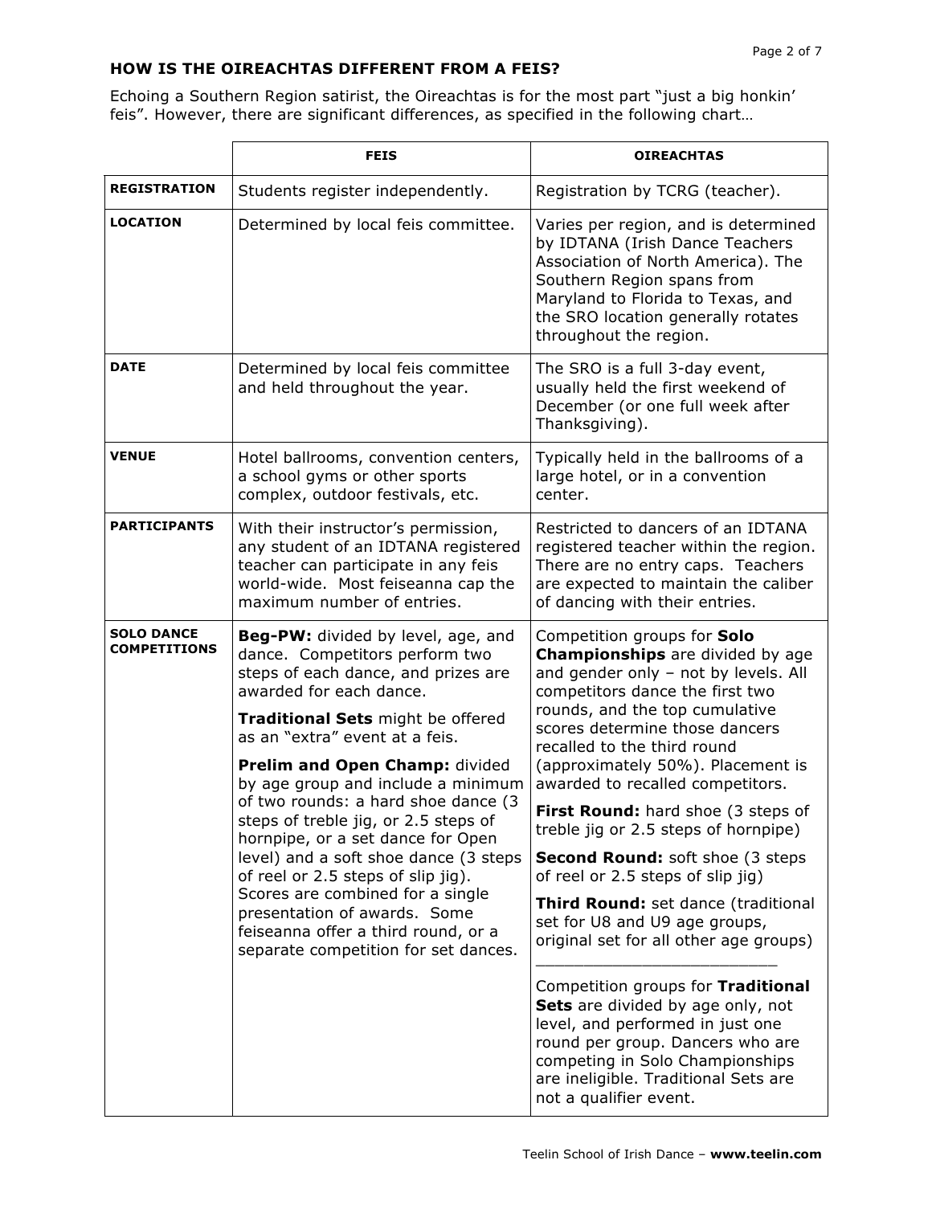### HOW IS THE OIREACHTAS DIFFERENT FROM A FEIS?

Echoing a Southern Region satirist, the Oireachtas is for the most part "just a big honkin' feis". However, there are significant differences, as specified in the following chart…

| | FEIS | OIREACHTAS |
|---|---|---|
| **REGISTRATION** | Students register independently. | Registration by TCRG (teacher). |
| **LOCATION** | Determined by local feis committee. | Varies per region, and is determined by IDTANA (Irish Dance Teachers Association of North America). The Southern Region spans from Maryland to Florida to Texas, and the SRO location generally rotates throughout the region. |
| **DATE** | Determined by local feis committee and held throughout the year. | The SRO is a full 3-day event, usually held the first weekend of December (or one full week after Thanksgiving). |
| **VENUE** | Hotel ballrooms, convention centers, a school gyms or other sports complex, outdoor festivals, etc. | Typically held in the ballrooms of a large hotel, or in a convention center. |
| **PARTICIPANTS** | With their instructor's permission, any student of an IDTANA registered teacher can participate in any feis world-wide. Most feiseanna cap the maximum number of entries. | Restricted to dancers of an IDTANA registered teacher within the region. There are no entry caps. Teachers are expected to maintain the caliber of dancing with their entries. |
| **SOLO DANCE COMPETITIONS** | **Beg-PW:** divided by level, age, and dance. Competitors perform two steps of each dance, and prizes are awarded for each dance.<br><br>**Traditional Sets** might be offered as an "extra" event at a feis.<br><br>**Prelim and Open Champ:** divided by age group and include a minimum of two rounds: a hard shoe dance (3 steps of treble jig, or 2.5 steps of hornpipe, or a set dance for Open level) and a soft shoe dance (3 steps of reel or 2.5 steps of slip jig). Scores are combined for a single presentation of awards. Some feiseanna offer a third round, or a separate competition for set dances. | Competition groups for **Solo Championships** are divided by age and gender only – not by levels. All competitors dance the first two rounds, and the top cumulative scores determine those dancers recalled to the third round (approximately 50%). Placement is awarded to recalled competitors.<br><br>**First Round:** hard shoe (3 steps of treble jig or 2.5 steps of hornpipe)<br><br>**Second Round:** soft shoe (3 steps of reel or 2.5 steps of slip jig)<br><br>**Third Round:** set dance (traditional set for U8 and U9 age groups, original set for all other age groups)<br><br>Competition groups for **Traditional Sets** are divided by age only, not level, and performed in just one round per group. Dancers who are competing in Solo Championships are ineligible. Traditional Sets are not a qualifier event. |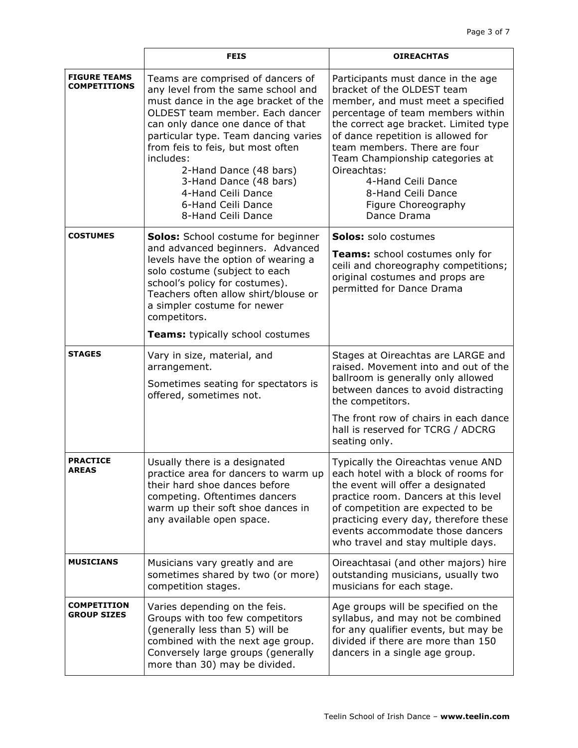| | FEIS | OIREACHTAS |
|---|---|---|
| **FIGURE TEAMS COMPETITIONS** | Teams are comprised of dancers of any level from the same school and must dance in the age bracket of the OLDEST team member. Each dancer can only dance one dance of that particular type. Team dancing varies from feis to feis, but most often includes:<br>2-Hand Dance (48 bars)<br>3-Hand Dance (48 bars)<br>4-Hand Ceili Dance<br>6-Hand Ceili Dance<br>8-Hand Ceili Dance | Participants must dance in the age bracket of the OLDEST team member, and must meet a specified percentage of team members within the correct age bracket. Limited type of dance repetition is allowed for team members. There are four Team Championship categories at Oireachtas:<br>4-Hand Ceili Dance<br>8-Hand Ceili Dance<br>Figure Choreography<br>Dance Drama |
| **COSTUMES** | **Solos:** School costume for beginner and advanced beginners. Advanced levels have the option of wearing a solo costume (subject to each school's policy for costumes). Teachers often allow shirt/blouse or a simpler costume for newer competitors.<br><br>**Teams:** typically school costumes | **Solos:** solo costumes<br><br>**Teams:** school costumes only for ceili and choreography competitions; original costumes and props are permitted for Dance Drama |
| **STAGES** | Vary in size, material, and arrangement.<br><br>Sometimes seating for spectators is offered, sometimes not. | Stages at Oireachtas are LARGE and raised. Movement into and out of the ballroom is generally only allowed between dances to avoid distracting the competitors.<br><br>The front row of chairs in each dance hall is reserved for TCRG / ADCRG seating only. |
| **PRACTICE AREAS** | Usually there is a designated practice area for dancers to warm up their hard shoe dances before competing. Oftentimes dancers warm up their soft shoe dances in any available open space. | Typically the Oireachtas venue AND each hotel with a block of rooms for the event will offer a designated practice room. Dancers at this level of competition are expected to be practicing every day, therefore these events accommodate those dancers who travel and stay multiple days. |
| **MUSICIANS** | Musicians vary greatly and are sometimes shared by two (or more) competition stages. | Oireachtasai (and other majors) hire outstanding musicians, usually two musicians for each stage. |
| **COMPETITION GROUP SIZES** | Varies depending on the feis. Groups with too few competitors (generally less than 5) will be combined with the next age group. Conversely large groups (generally more than 30) may be divided. | Age groups will be specified on the syllabus, and may not be combined for any qualifier events, but may be divided if there are more than 150 dancers in a single age group. |

Teelin School of Irish Dance – **www.teelin.com**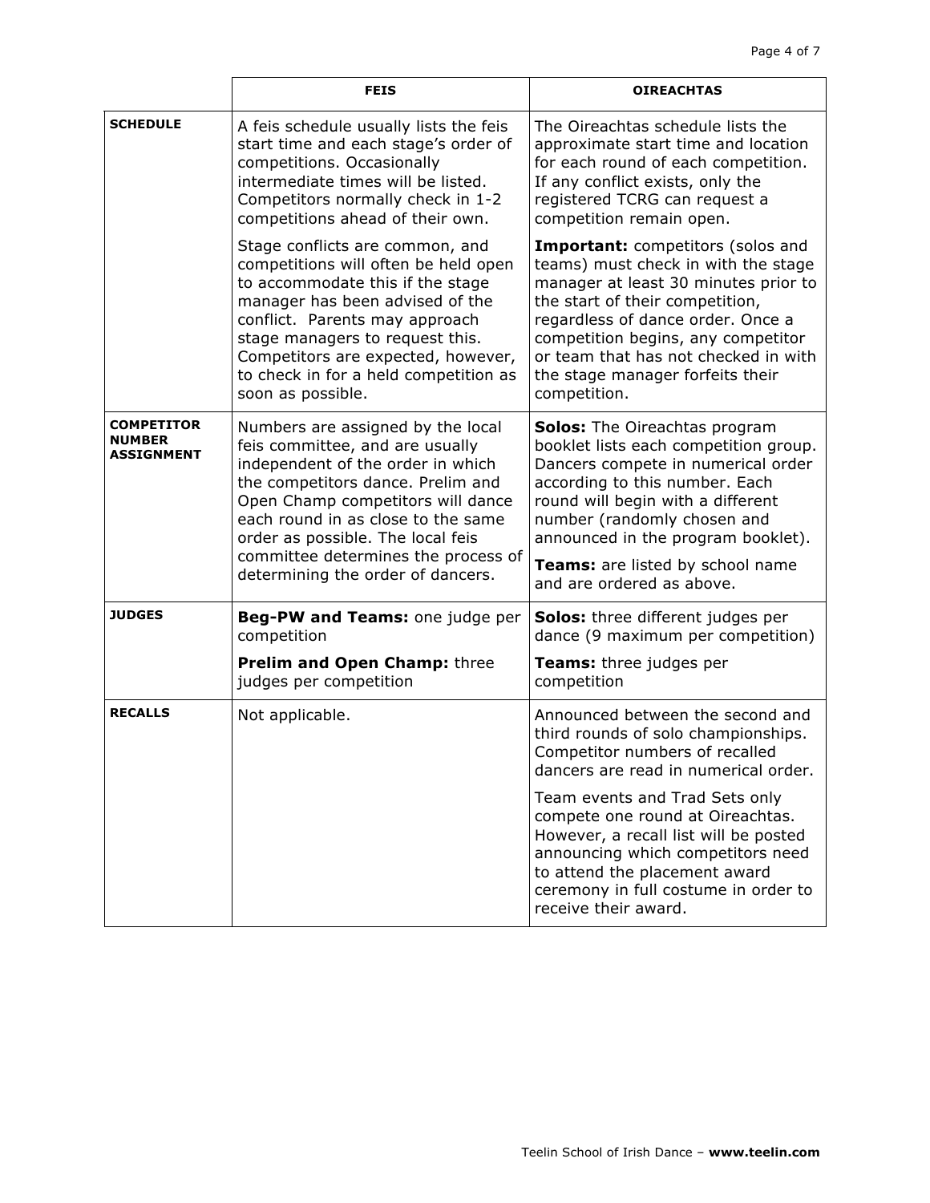| | FEIS | OIREACHTAS |
|---|---|---|
| **SCHEDULE** | A feis schedule usually lists the feis start time and each stage's order of competitions. Occasionally intermediate times will be listed. Competitors normally check in 1-2 competitions ahead of their own.<br><br>Stage conflicts are common, and competitions will often be held open to accommodate this if the stage manager has been advised of the conflict. Parents may approach stage managers to request this. Competitors are expected, however, to check in for a held competition as soon as possible. | The Oireachtas schedule lists the approximate start time and location for each round of each competition. If any conflict exists, only the registered TCRG can request a competition remain open.<br><br>**Important:** competitors (solos and teams) must check in with the stage manager at least 30 minutes prior to the start of their competition, regardless of dance order. Once a competition begins, any competitor or team that has not checked in with the stage manager forfeits their competition. |
| **COMPETITOR NUMBER ASSIGNMENT** | Numbers are assigned by the local feis committee, and are usually independent of the order in which the competitors dance. Prelim and Open Champ competitors will dance each round in as close to the same order as possible. The local feis committee determines the process of determining the order of dancers. | **Solos:** The Oireachtas program booklet lists each competition group. Dancers compete in numerical order according to this number. Each round will begin with a different number (randomly chosen and announced in the program booklet).<br><br>**Teams:** are listed by school name and are ordered as above. |
| **JUDGES** | **Beg-PW and Teams:** one judge per competition<br><br>**Prelim and Open Champ:** three judges per competition | **Solos:** three different judges per dance (9 maximum per competition)<br><br>**Teams:** three judges per competition |
| **RECALLS** | Not applicable. | Announced between the second and third rounds of solo championships. Competitor numbers of recalled dancers are read in numerical order.<br><br>Team events and Trad Sets only compete one round at Oireachtas. However, a recall list will be posted announcing which competitors need to attend the placement award ceremony in full costume in order to receive their award. |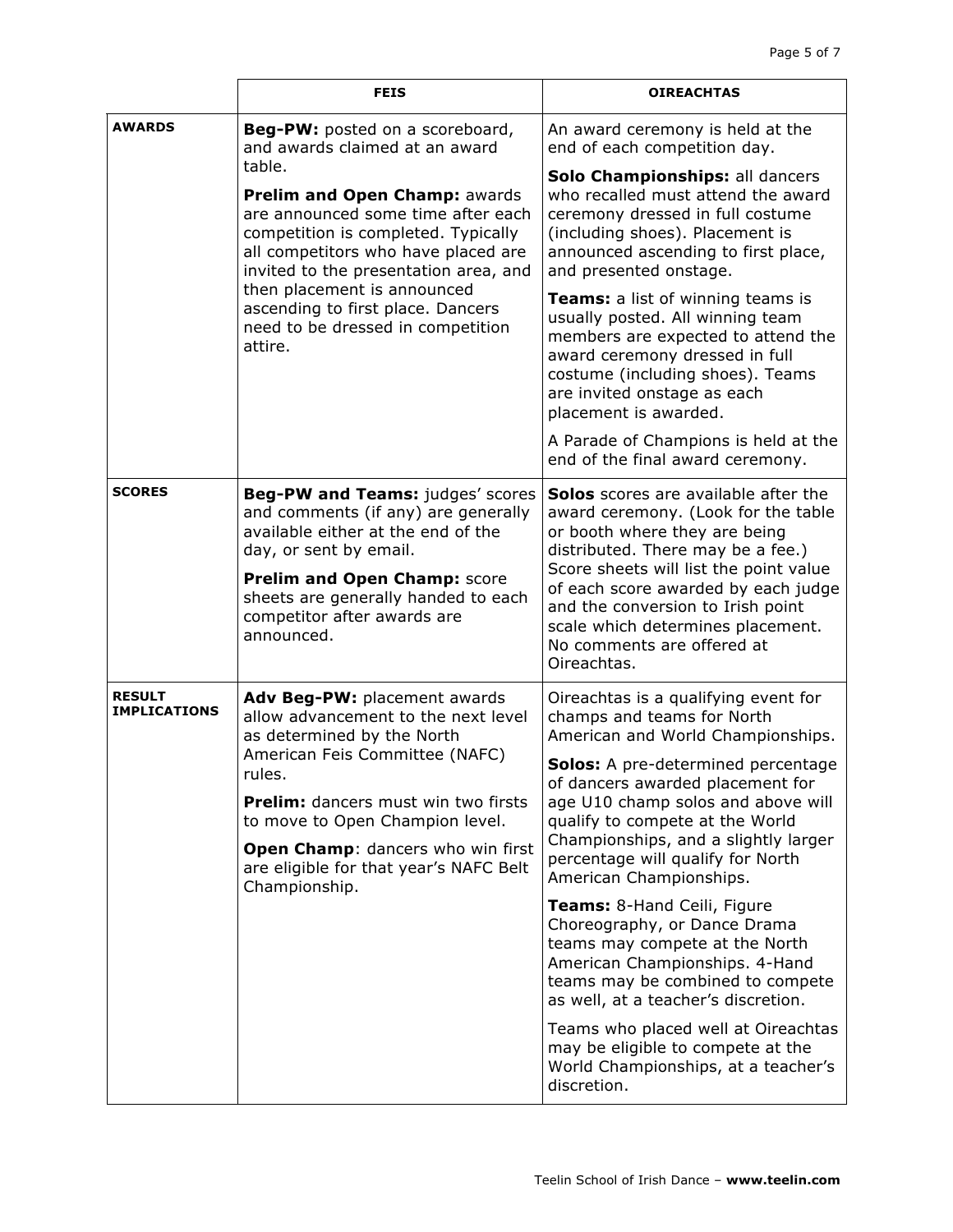| | FEIS | OIREACHTAS |
|---|---|---|
| **AWARDS** | **Beg-PW:** posted on a scoreboard, and awards claimed at an award table.<br><br>**Prelim and Open Champ:** awards are announced some time after each competition is completed. Typically all competitors who have placed are invited to the presentation area, and then placement is announced ascending to first place. Dancers need to be dressed in competition attire. | An award ceremony is held at the end of each competition day.<br><br>**Solo Championships:** all dancers who recalled must attend the award ceremony dressed in full costume (including shoes). Placement is announced ascending to first place, and presented onstage.<br><br>**Teams:** a list of winning teams is usually posted. All winning team members are expected to attend the award ceremony dressed in full costume (including shoes). Teams are invited onstage as each placement is awarded.<br><br>A Parade of Champions is held at the end of the final award ceremony. |
| **SCORES** | **Beg-PW and Teams:** judges' scores and comments (if any) are generally available either at the end of the day, or sent by email.<br><br>**Prelim and Open Champ:** score sheets are generally handed to each competitor after awards are announced. | **Solos** scores are available after the award ceremony. (Look for the table or booth where they are being distributed. There may be a fee.) Score sheets will list the point value of each score awarded by each judge and the conversion to Irish point scale which determines placement. No comments are offered at Oireachtas. |
| **RESULT IMPLICATIONS** | **Adv Beg-PW:** placement awards allow advancement to the next level as determined by the North American Feis Committee (NAFC) rules.<br><br>**Prelim:** dancers must win two firsts to move to Open Champion level.<br><br>**Open Champ**: dancers who win first are eligible for that year's NAFC Belt Championship. | Oireachtas is a qualifying event for champs and teams for North American and World Championships.<br><br>**Solos:** A pre-determined percentage of dancers awarded placement for age U10 champ solos and above will qualify to compete at the World Championships, and a slightly larger percentage will qualify for North American Championships.<br><br>**Teams:** 8-Hand Ceili, Figure Choreography, or Dance Drama teams may compete at the North American Championships. 4-Hand teams may be combined to compete as well, at a teacher's discretion.<br><br>Teams who placed well at Oireachtas may be eligible to compete at the World Championships, at a teacher's discretion. |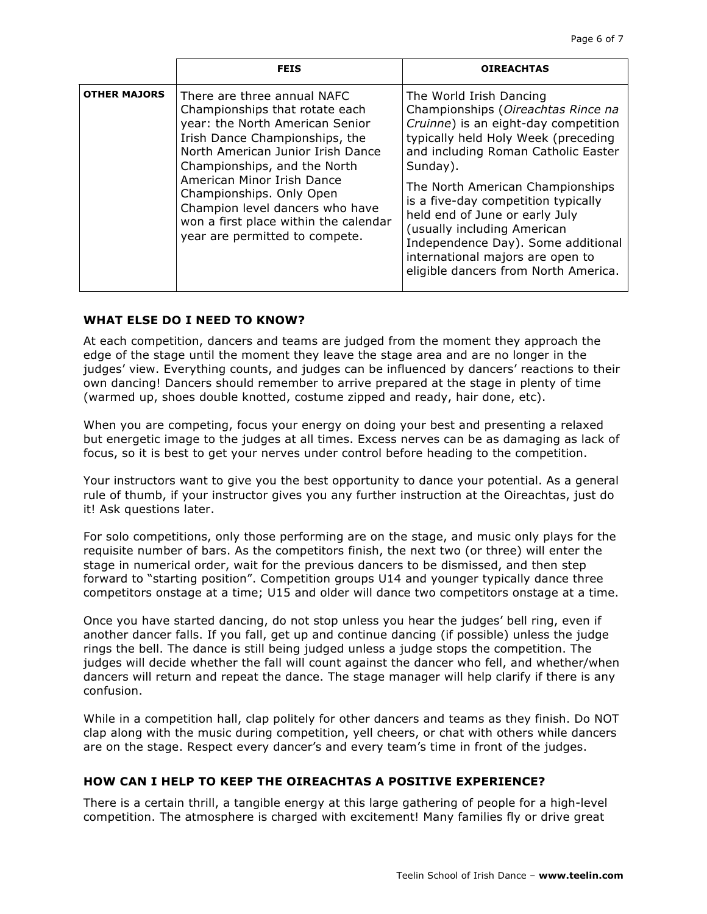| | FEIS | OIREACHTAS |
|---|---|---|
| **OTHER MAJORS** | There are three annual NAFC Championships that rotate each year: the North American Senior Irish Dance Championships, the North American Junior Irish Dance Championships, and the North American Minor Irish Dance Championships. Only Open Champion level dancers who have won a first place within the calendar year are permitted to compete. | The World Irish Dancing Championships (*Oireachtas Rince na Cruinne*) is an eight-day competition typically held Holy Week (preceding and including Roman Catholic Easter Sunday).<br><br>The North American Championships is a five-day competition typically held end of June or early July (usually including American Independence Day). Some additional international majors are open to eligible dancers from North America. |

## WHAT ELSE DO I NEED TO KNOW?

At each competition, dancers and teams are judged from the moment they approach the edge of the stage until the moment they leave the stage area and are no longer in the judges' view. Everything counts, and judges can be influenced by dancers' reactions to their own dancing! Dancers should remember to arrive prepared at the stage in plenty of time (warmed up, shoes double knotted, costume zipped and ready, hair done, etc).

When you are competing, focus your energy on doing your best and presenting a relaxed but energetic image to the judges at all times. Excess nerves can be as damaging as lack of focus, so it is best to get your nerves under control before heading to the competition.

Your instructors want to give you the best opportunity to dance your potential. As a general rule of thumb, if your instructor gives you any further instruction at the Oireachtas, just do it! Ask questions later.

For solo competitions, only those performing are on the stage, and music only plays for the requisite number of bars. As the competitors finish, the next two (or three) will enter the stage in numerical order, wait for the previous dancers to be dismissed, and then step forward to "starting position". Competition groups U14 and younger typically dance three competitors onstage at a time; U15 and older will dance two competitors onstage at a time.

Once you have started dancing, do not stop unless you hear the judges' bell ring, even if another dancer falls. If you fall, get up and continue dancing (if possible) unless the judge rings the bell. The dance is still being judged unless a judge stops the competition. The judges will decide whether the fall will count against the dancer who fell, and whether/when dancers will return and repeat the dance. The stage manager will help clarify if there is any confusion.

While in a competition hall, clap politely for other dancers and teams as they finish. Do NOT clap along with the music during competition, yell cheers, or chat with others while dancers are on the stage. Respect every dancer's and every team's time in front of the judges.

## HOW CAN I HELP TO KEEP THE OIREACHTAS A POSITIVE EXPERIENCE?

There is a certain thrill, a tangible energy at this large gathering of people for a high-level competition. The atmosphere is charged with excitement! Many families fly or drive great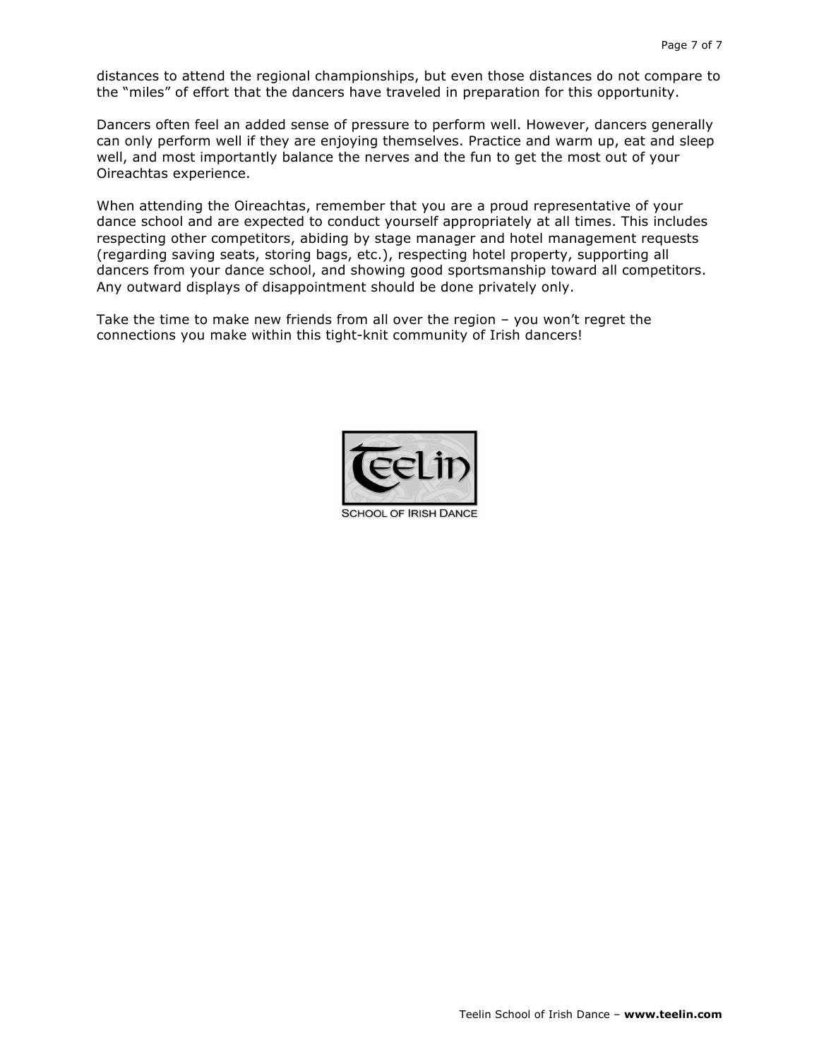distances to attend the regional championships, but even those distances do not compare to the "miles" of effort that the dancers have traveled in preparation for this opportunity.

Dancers often feel an added sense of pressure to perform well. However, dancers generally can only perform well if they are enjoying themselves. Practice and warm up, eat and sleep well, and most importantly balance the nerves and the fun to get the most out of your Oireachtas experience.

When attending the Oireachtas, remember that you are a proud representative of your dance school and are expected to conduct yourself appropriately at all times. This includes respecting other competitors, abiding by stage manager and hotel management requests (regarding saving seats, storing bags, etc.), respecting hotel property, supporting all dancers from your dance school, and showing good sportsmanship toward all competitors. Any outward displays of disappointment should be done privately only.

Take the time to make new friends from all over the region – you won't regret the connections you make within this tight-knit community of Irish dancers!

Teelin

School of Irish Dance